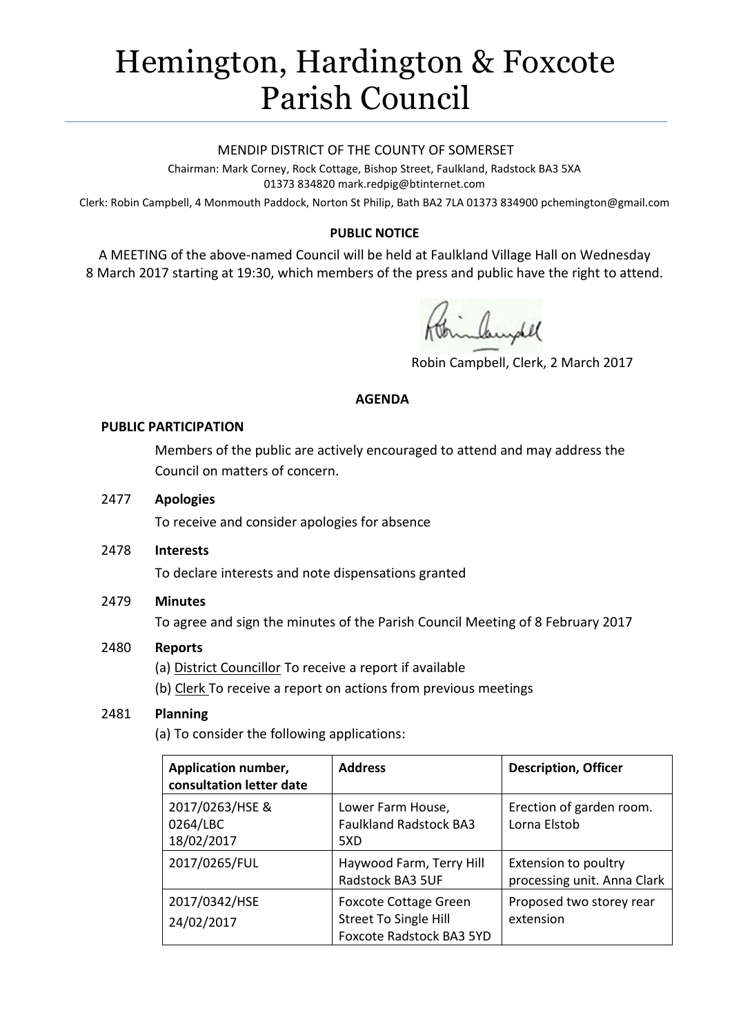# Hemington, Hardington & Foxcote Parish Council

MENDIP DISTRICT OF THE COUNTY OF SOMERSET

Chairman: Mark Corney, Rock Cottage, Bishop Street, Faulkland, Radstock BA3 5XA
01373 834820 mark.redpig@btinternet.com

Clerk: Robin Campbell, 4 Monmouth Paddock, Norton St Philip, Bath BA2 7LA 01373 834900 pchemington@gmail.com

**PUBLIC NOTICE**

A MEETING of the above-named Council will be held at Faulkland Village Hall on Wednesday 8 March 2017 starting at 19:30, which members of the press and public have the right to attend.

Robin Campbell, Clerk, 2 March 2017

**AGENDA**

**PUBLIC PARTICIPATION**

Members of the public are actively encouraged to attend and may address the Council on matters of concern.

2477 **Apologies**

To receive and consider apologies for absence

2478 **Interests**

To declare interests and note dispensations granted

2479 **Minutes**

To agree and sign the minutes of the Parish Council Meeting of 8 February 2017

2480 **Reports**

(a) District Councillor To receive a report if available

(b) Clerk To receive a report on actions from previous meetings

2481 **Planning**

(a) To consider the following applications:

| Application number, consultation letter date | Address | Description, Officer |
|---|---|---|
| 2017/0263/HSE & 0264/LBC 18/02/2017 | Lower Farm House, Faulkland Radstock BA3 5XD | Erection of garden room. Lorna Elstob |
| 2017/0265/FUL | Haywood Farm, Terry Hill Radstock BA3 5UF | Extension to poultry processing unit. Anna Clark |
| 2017/0342/HSE 24/02/2017 | Foxcote Cottage Green Street To Single Hill Foxcote Radstock BA3 5YD | Proposed two storey rear extension |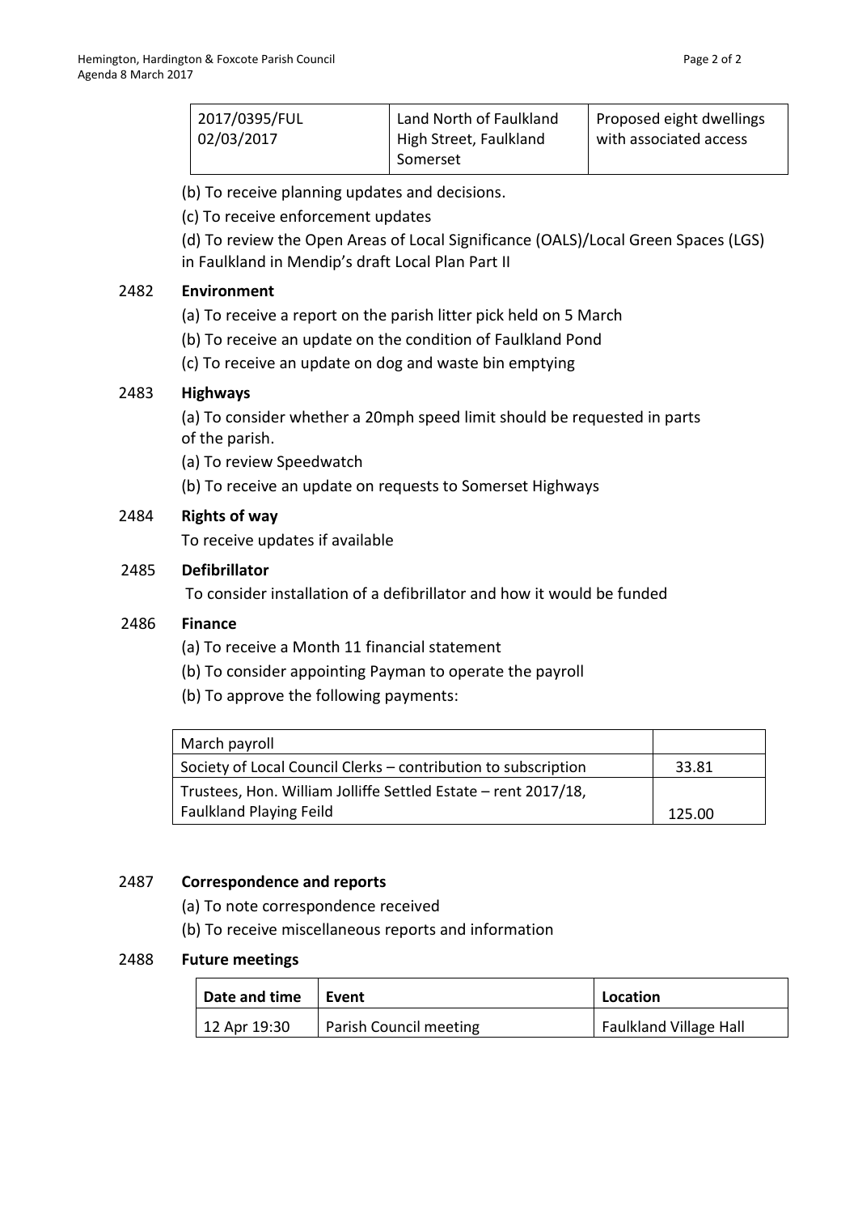| | | |
|---|---|---|
| 2017/0395/FUL 02/03/2017 | Land North of Faulkland High Street, Faulkland Somerset | Proposed eight dwellings with associated access |

(b) To receive planning updates and decisions.

(c) To receive enforcement updates

(d) To review the Open Areas of Local Significance (OALS)/Local Green Spaces (LGS) in Faulkland in Mendip's draft Local Plan Part II

## 2482 Environment

(a) To receive a report on the parish litter pick held on 5 March

(b) To receive an update on the condition of Faulkland Pond

(c) To receive an update on dog and waste bin emptying

## 2483 Highways

(a) To consider whether a 20mph speed limit should be requested in parts of the parish.

(a) To review Speedwatch

(b) To receive an update on requests to Somerset Highways

## 2484 Rights of way

To receive updates if available

## 2485 Defibrillator

To consider installation of a defibrillator and how it would be funded

## 2486 Finance

(a) To receive a Month 11 financial statement

(b) To consider appointing Payman to operate the payroll

(b) To approve the following payments:

| | |
|---|---|
| March payroll | |
| Society of Local Council Clerks – contribution to subscription | 33.81 |
| Trustees, Hon. William Jolliffe Settled Estate – rent 2017/18, Faulkland Playing Feild | 125.00 |

## 2487 Correspondence and reports

(a) To note correspondence received

(b) To receive miscellaneous reports and information

## 2488 Future meetings

| Date and time | Event | Location |
|---|---|---|
| 12 Apr 19:30 | Parish Council meeting | Faulkland Village Hall |